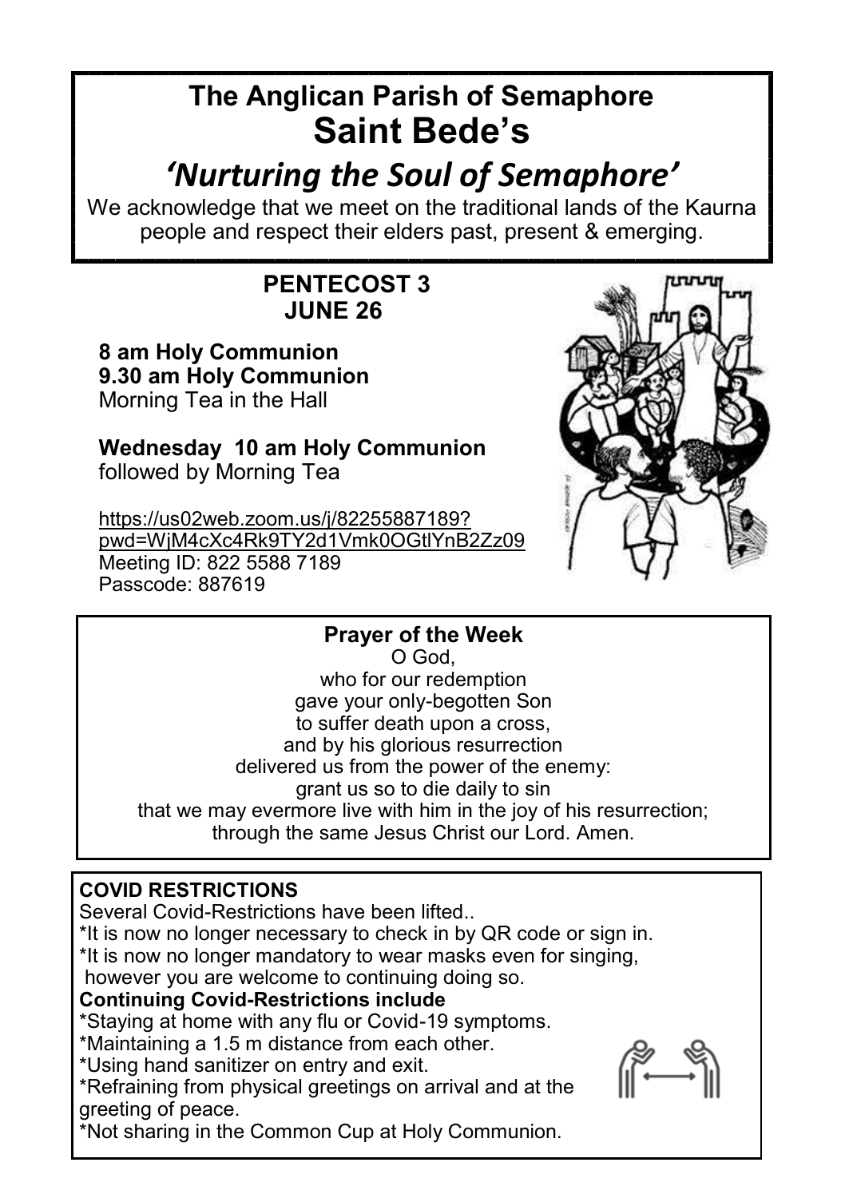# The Anglican Parish of Semaphore
# Saint Bede's

## *'Nurturing the Soul of Semaphore'*

We acknowledge that we meet on the traditional lands of the Kaurna people and respect their elders past, present & emerging.

**PENTECOST 3**
**JUNE 26**

**8 am Holy Communion**
**9.30 am Holy Communion**
Morning Tea in the Hall

**Wednesday 10 am Holy Communion**
followed by Morning Tea

https://us02web.zoom.us/j/82255887189?pwd=WjM4cXc4Rk9TY2d1Vmk0OGtlYnB2Zz09
Meeting ID: 822 5588 7189
Passcode: 887619

### Prayer of the Week

O God,
who for our redemption
gave your only-begotten Son
to suffer death upon a cross,
and by his glorious resurrection
delivered us from the power of the enemy:
grant us so to die daily to sin
that we may evermore live with him in the joy of his resurrection;
through the same Jesus Christ our Lord. Amen.

**COVID RESTRICTIONS**

Several Covid-Restrictions have been lifted..
*It is now no longer necessary to check in by QR code or sign in.
*It is now no longer mandatory to wear masks even for singing, however you are welcome to continuing doing so.

**Continuing Covid-Restrictions include**

*Staying at home with any flu or Covid-19 symptoms.
*Maintaining a 1.5 m distance from each other.
*Using hand sanitizer on entry and exit.
*Refraining from physical greetings on arrival and at the greeting of peace.
*Not sharing in the Common Cup at Holy Communion.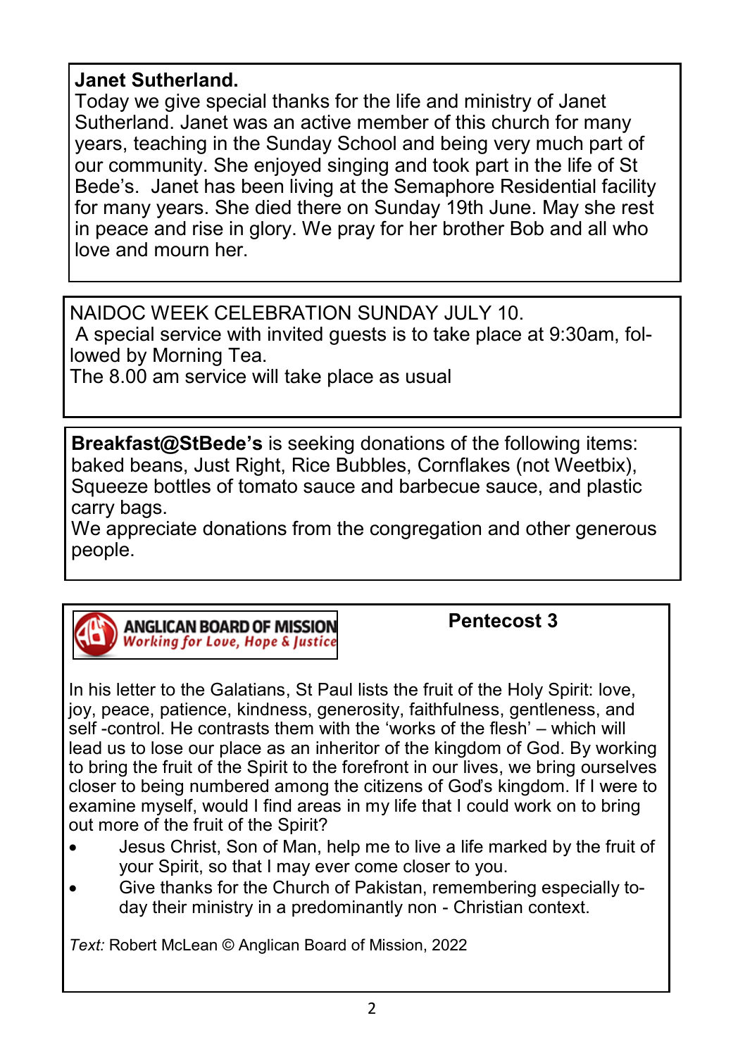**Janet Sutherland.**

Today we give special thanks for the life and ministry of Janet Sutherland. Janet was an active member of this church for many years, teaching in the Sunday School and being very much part of our community. She enjoyed singing and took part in the life of St Bede's. Janet has been living at the Semaphore Residential facility for many years. She died there on Sunday 19th June. May she rest in peace and rise in glory. We pray for her brother Bob and all who love and mourn her.

NAIDOC WEEK CELEBRATION SUNDAY JULY 10.

A special service with invited guests is to take place at 9:30am, followed by Morning Tea.

The 8.00 am service will take place as usual

**Breakfast@StBede's** is seeking donations of the following items: baked beans, Just Right, Rice Bubbles, Cornflakes (not Weetbix), Squeeze bottles of tomato sauce and barbecue sauce, and plastic carry bags.

We appreciate donations from the congregation and other generous people.

ANGLICAN BOARD OF MISSION
*Working for Love, Hope & Justice*

**Pentecost 3**

In his letter to the Galatians, St Paul lists the fruit of the Holy Spirit: love, joy, peace, patience, kindness, generosity, faithfulness, gentleness, and self -control. He contrasts them with the 'works of the flesh' – which will lead us to lose our place as an inheritor of the kingdom of God. By working to bring the fruit of the Spirit to the forefront in our lives, we bring ourselves closer to being numbered among the citizens of God's kingdom. If I were to examine myself, would I find areas in my life that I could work on to bring out more of the fruit of the Spirit?

- Jesus Christ, Son of Man, help me to live a life marked by the fruit of your Spirit, so that I may ever come closer to you.
- Give thanks for the Church of Pakistan, remembering especially today their ministry in a predominantly non - Christian context.

*Text:* Robert McLean © Anglican Board of Mission, 2022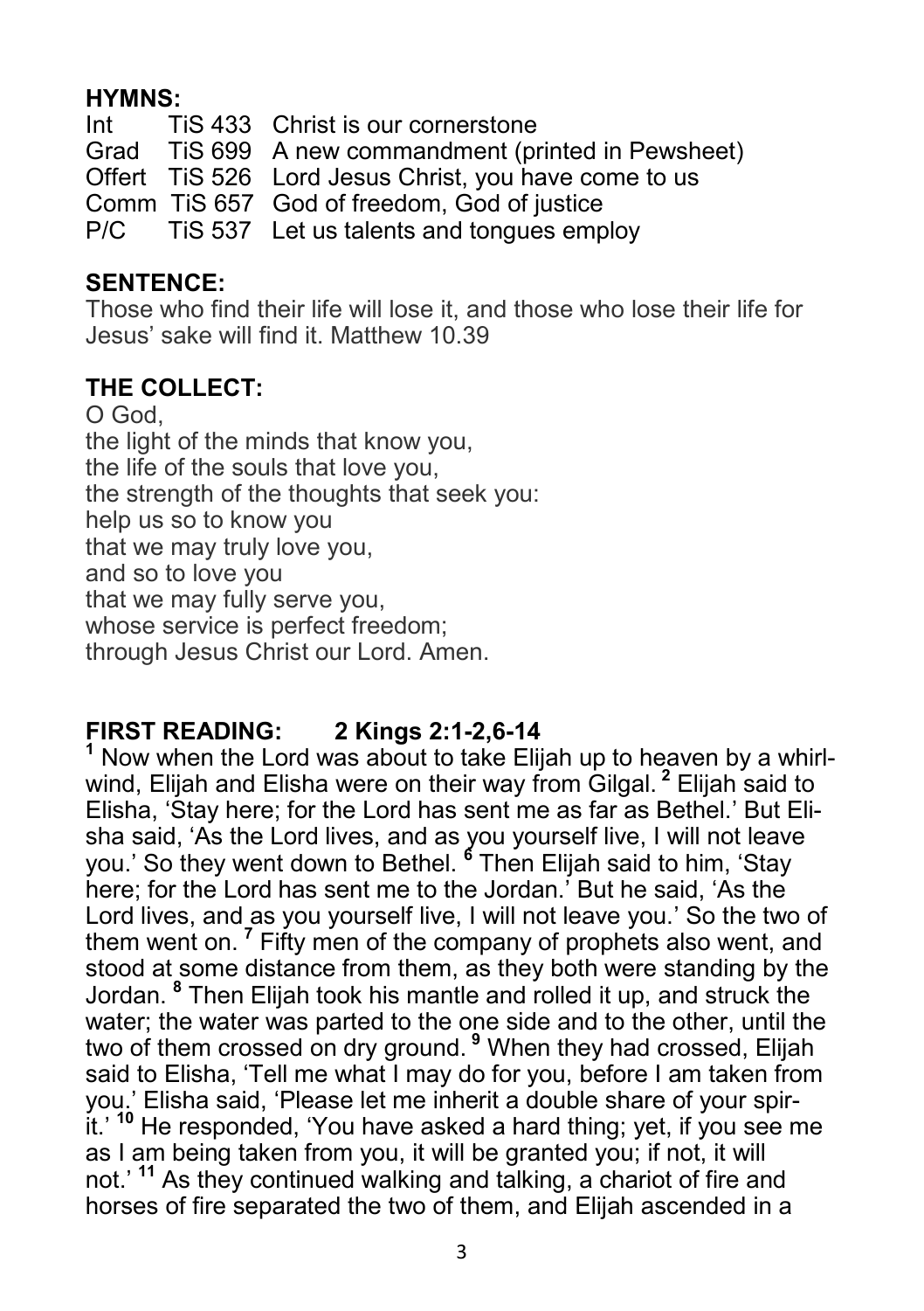**HYMNS:**

| | | |
|---|---|---|
| Int | TiS 433 | Christ is our cornerstone |
| Grad | TiS 699 | A new commandment (printed in Pewsheet) |
| Offert | TiS 526 | Lord Jesus Christ, you have come to us |
| Comm | TiS 657 | God of freedom, God of justice |
| P/C | TiS 537 | Let us talents and tongues employ |

**SENTENCE:**

Those who find their life will lose it, and those who lose their life for Jesus' sake will find it. Matthew 10.39

**THE COLLECT:**

O God,
the light of the minds that know you,
the life of the souls that love you,
the strength of the thoughts that seek you:
help us so to know you
that we may truly love you,
and so to love you
that we may fully serve you,
whose service is perfect freedom;
through Jesus Christ our Lord. Amen.

**FIRST READING: 2 Kings 2:1-2,6-14**

**1** Now when the Lord was about to take Elijah up to heaven by a whirlwind, Elijah and Elisha were on their way from Gilgal. **2** Elijah said to Elisha, 'Stay here; for the Lord has sent me as far as Bethel.' But Elisha said, 'As the Lord lives, and as you yourself live, I will not leave you.' So they went down to Bethel. **6** Then Elijah said to him, 'Stay here; for the Lord has sent me to the Jordan.' But he said, 'As the Lord lives, and as you yourself live, I will not leave you.' So the two of them went on. **7** Fifty men of the company of prophets also went, and stood at some distance from them, as they both were standing by the Jordan. **8** Then Elijah took his mantle and rolled it up, and struck the water; the water was parted to the one side and to the other, until the two of them crossed on dry ground. **9** When they had crossed, Elijah said to Elisha, 'Tell me what I may do for you, before I am taken from you.' Elisha said, 'Please let me inherit a double share of your spirit.' **10** He responded, 'You have asked a hard thing; yet, if you see me as I am being taken from you, it will be granted you; if not, it will not.' **11** As they continued walking and talking, a chariot of fire and horses of fire separated the two of them, and Elijah ascended in a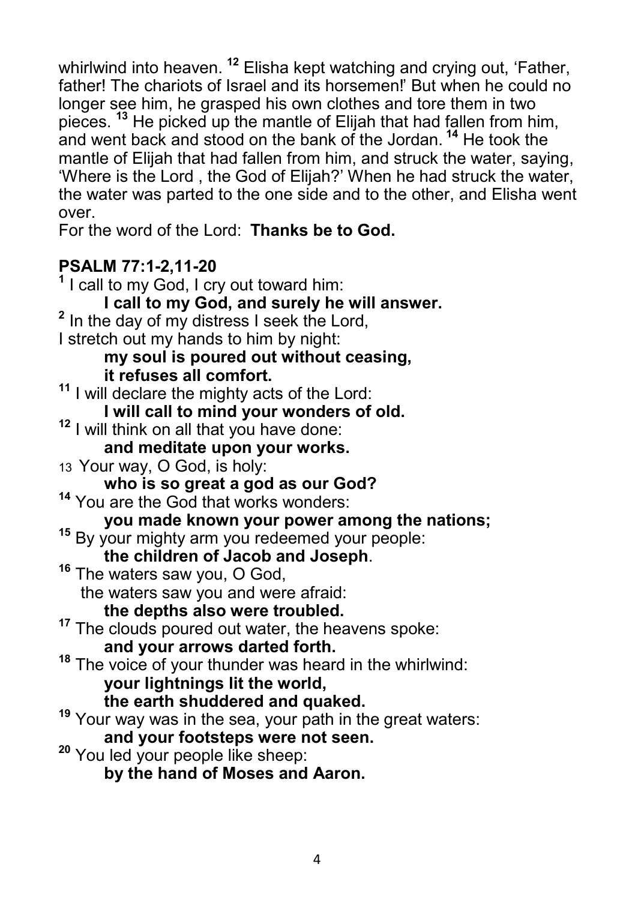whirlwind into heaven. [12] Elisha kept watching and crying out, 'Father, father! The chariots of Israel and its horsemen!' But when he could no longer see him, he grasped his own clothes and tore them in two pieces. [13] He picked up the mantle of Elijah that had fallen from him, and went back and stood on the bank of the Jordan. [14] He took the mantle of Elijah that had fallen from him, and struck the water, saying, 'Where is the Lord , the God of Elijah?' When he had struck the water, the water was parted to the one side and to the other, and Elisha went over.

For the word of the Lord: **Thanks be to God.**

**PSALM 77:1-2,11-20**

[1] I call to my God, I cry out toward him:
**I call to my God, and surely he will answer.**

[2] In the day of my distress I seek the Lord,
I stretch out my hands to him by night:
**my soul is poured out without ceasing,**
**it refuses all comfort.**

[11] I will declare the mighty acts of the Lord:
**I will call to mind your wonders of old.**

[12] I will think on all that you have done:
**and meditate upon your works.**

13 Your way, O God, is holy:
**who is so great a god as our God?**

[14] You are the God that works wonders:
**you made known your power among the nations;**

[15] By your mighty arm you redeemed your people:
**the children of Jacob and Joseph**.

[16] The waters saw you, O God,
the waters saw you and were afraid:
**the depths also were troubled.**

[17] The clouds poured out water, the heavens spoke:
**and your arrows darted forth.**

[18] The voice of your thunder was heard in the whirlwind:
**your lightnings lit the world,**
**the earth shuddered and quaked.**

[19] Your way was in the sea, your path in the great waters:
**and your footsteps were not seen.**

[20] You led your people like sheep:
**by the hand of Moses and Aaron.**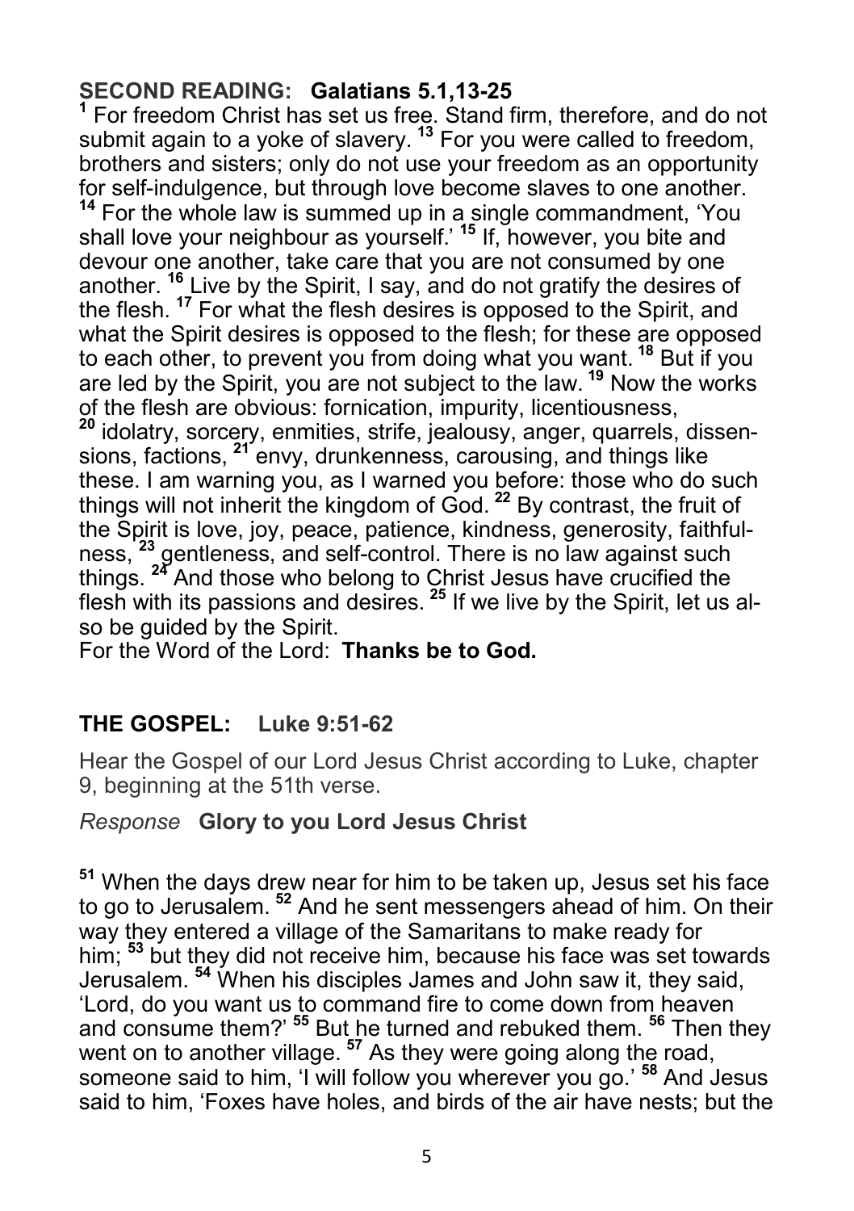## SECOND READING: Galatians 5.1,13-25

[1] For freedom Christ has set us free. Stand firm, therefore, and do not submit again to a yoke of slavery. [13] For you were called to freedom, brothers and sisters; only do not use your freedom as an opportunity for self-indulgence, but through love become slaves to one another. [14] For the whole law is summed up in a single commandment, 'You shall love your neighbour as yourself.' [15] If, however, you bite and devour one another, take care that you are not consumed by one another. [16] Live by the Spirit, I say, and do not gratify the desires of the flesh. [17] For what the flesh desires is opposed to the Spirit, and what the Spirit desires is opposed to the flesh; for these are opposed to each other, to prevent you from doing what you want. [18] But if you are led by the Spirit, you are not subject to the law. [19] Now the works of the flesh are obvious: fornication, impurity, licentiousness, [20] idolatry, sorcery, enmities, strife, jealousy, anger, quarrels, dissensions, factions, [21] envy, drunkenness, carousing, and things like these. I am warning you, as I warned you before: those who do such things will not inherit the kingdom of God. [22] By contrast, the fruit of the Spirit is love, joy, peace, patience, kindness, generosity, faithfulness, [23] gentleness, and self-control. There is no law against such things. [24] And those who belong to Christ Jesus have crucified the flesh with its passions and desires. [25] If we live by the Spirit, let us also be guided by the Spirit.

For the Word of the Lord: **Thanks be to God.**

## THE GOSPEL: Luke 9:51-62

Hear the Gospel of our Lord Jesus Christ according to Luke, chapter 9, beginning at the 51th verse.

*Response* **Glory to you Lord Jesus Christ**

[51] When the days drew near for him to be taken up, Jesus set his face to go to Jerusalem. [52] And he sent messengers ahead of him. On their way they entered a village of the Samaritans to make ready for him; [53] but they did not receive him, because his face was set towards Jerusalem. [54] When his disciples James and John saw it, they said, 'Lord, do you want us to command fire to come down from heaven and consume them?' [55] But he turned and rebuked them. [56] Then they went on to another village. [57] As they were going along the road, someone said to him, 'I will follow you wherever you go.' [58] And Jesus said to him, 'Foxes have holes, and birds of the air have nests; but the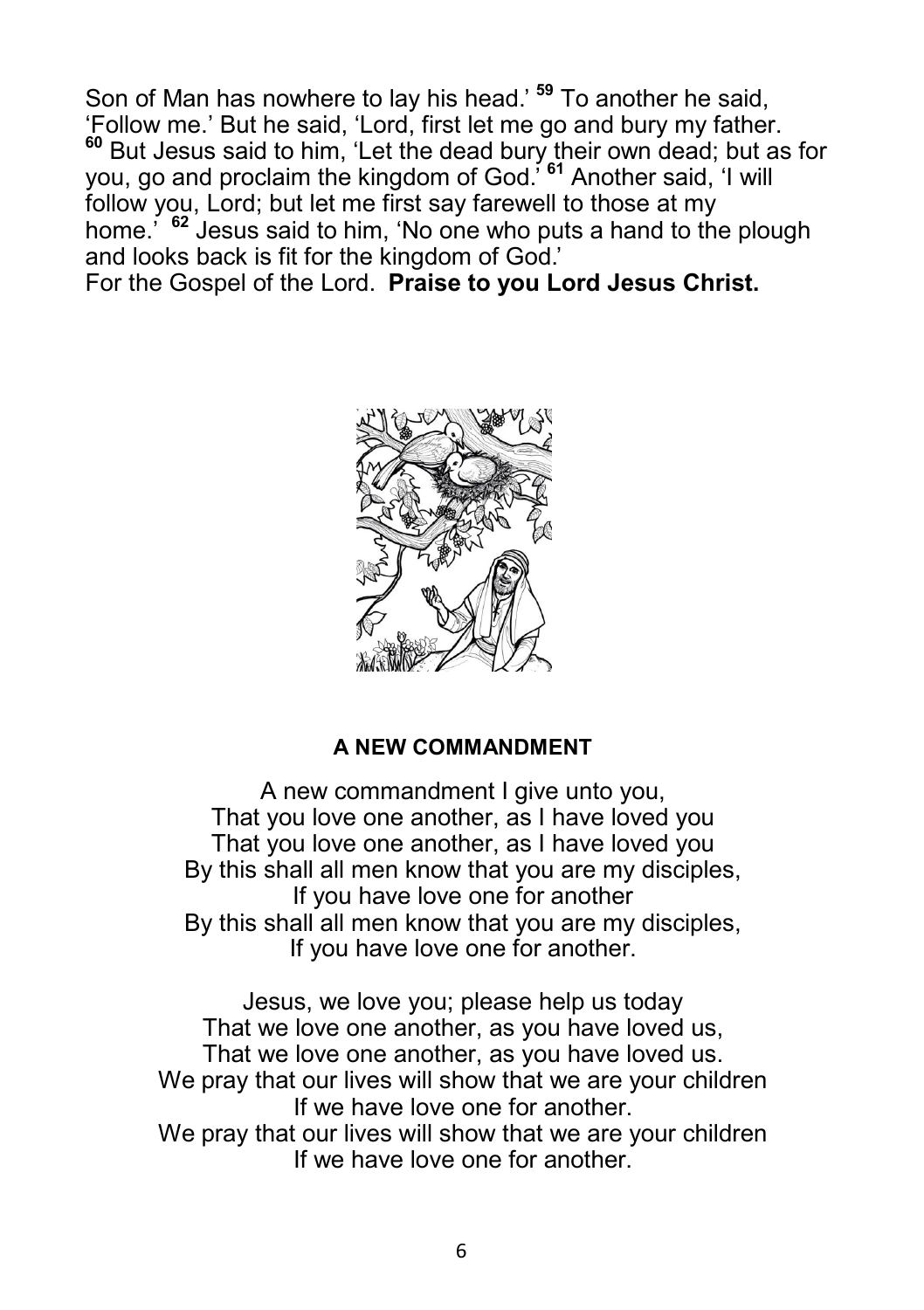Son of Man has nowhere to lay his head.' [59] To another he said, 'Follow me.' But he said, 'Lord, first let me go and bury my father. [60] But Jesus said to him, 'Let the dead bury their own dead; but as for you, go and proclaim the kingdom of God.' [61] Another said, 'I will follow you, Lord; but let me first say farewell to those at my home.' [62] Jesus said to him, 'No one who puts a hand to the plough and looks back is fit for the kingdom of God.'

For the Gospel of the Lord. **Praise to you Lord Jesus Christ.**

**A NEW COMMANDMENT**

A new commandment I give unto you,
That you love one another, as I have loved you
That you love one another, as I have loved you
By this shall all men know that you are my disciples,
If you have love one for another
By this shall all men know that you are my disciples,
If you have love one for another.

Jesus, we love you; please help us today
That we love one another, as you have loved us,
That we love one another, as you have loved us.
We pray that our lives will show that we are your children
If we have love one for another.
We pray that our lives will show that we are your children
If we have love one for another.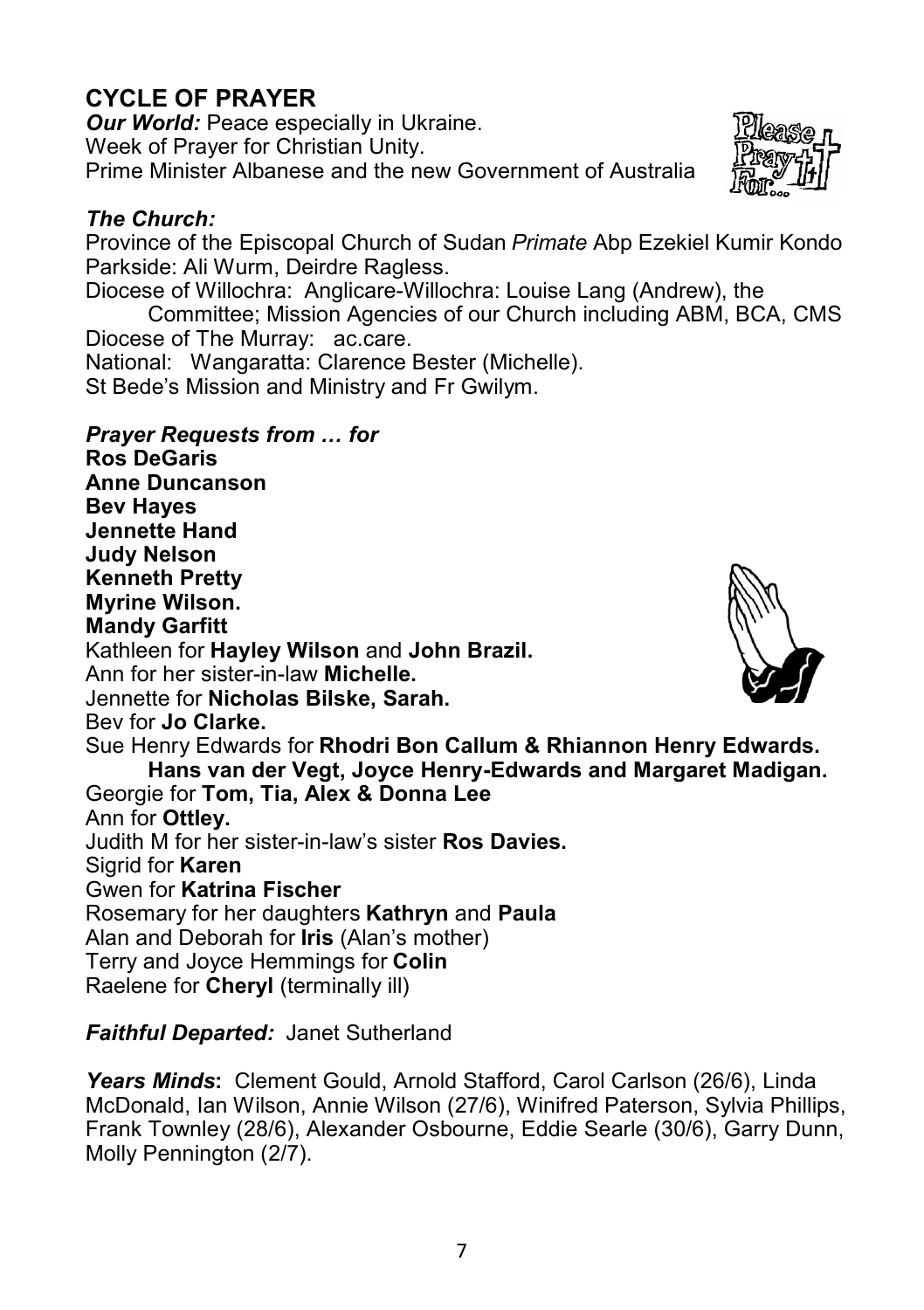## CYCLE OF PRAYER

***Our World:*** Peace especially in Ukraine.
Week of Prayer for Christian Unity.
Prime Minister Albanese and the new Government of Australia

### *The Church:*

Province of the Episcopal Church of Sudan *Primate* Abp Ezekiel Kumir Kondo
Parkside: Ali Wurm, Deirdre Ragless.
Diocese of Willochra: Anglicare-Willochra: Louise Lang (Andrew), the Committee; Mission Agencies of our Church including ABM, BCA, CMS
Diocese of The Murray: ac.care.
National: Wangaratta: Clarence Bester (Michelle).
St Bede's Mission and Ministry and Fr Gwilym.

### *Prayer Requests from … for*

**Ros DeGaris**
**Anne Duncanson**
**Bev Hayes**
**Jennette Hand**
**Judy Nelson**
**Kenneth Pretty**
**Myrine Wilson.**
**Mandy Garfitt**
Kathleen for **Hayley Wilson** and **John Brazil.**
Ann for her sister-in-law **Michelle.**
Jennette for **Nicholas Bilske, Sarah.**
Bev for **Jo Clarke.**
Sue Henry Edwards for **Rhodri Bon Callum & Rhiannon Henry Edwards. Hans van der Vegt, Joyce Henry-Edwards and Margaret Madigan.**
Georgie for **Tom, Tia, Alex & Donna Lee**
Ann for **Ottley.**
Judith M for her sister-in-law's sister **Ros Davies.**
Sigrid for **Karen**
Gwen for **Katrina Fischer**
Rosemary for her daughters **Kathryn** and **Paula**
Alan and Deborah for **Iris** (Alan's mother)
Terry and Joyce Hemmings for **Colin**
Raelene for **Cheryl** (terminally ill)

***Faithful Departed:*** Janet Sutherland

***Years Minds*:** Clement Gould, Arnold Stafford, Carol Carlson (26/6), Linda McDonald, Ian Wilson, Annie Wilson (27/6), Winifred Paterson, Sylvia Phillips, Frank Townley (28/6), Alexander Osbourne, Eddie Searle (30/6), Garry Dunn, Molly Pennington (2/7).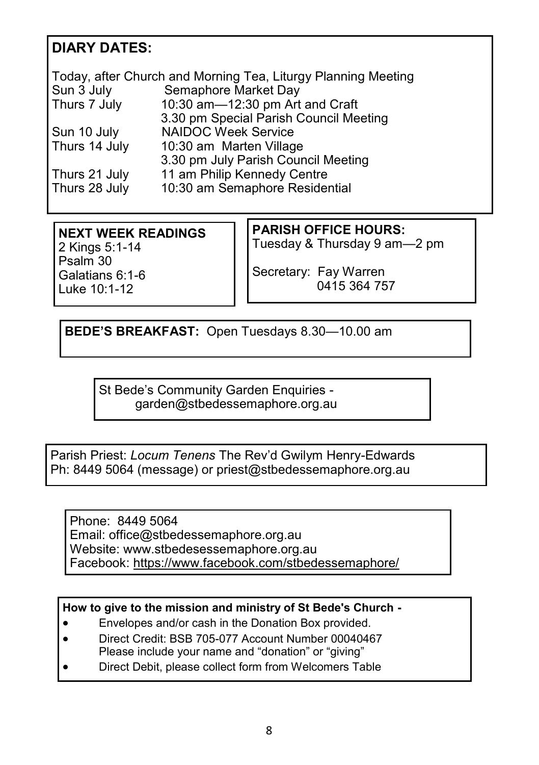## DIARY DATES:

Today, after Church and Morning Tea, Liturgy Planning Meeting

| | |
|---|---|
| Sun 3 July | Semaphore Market Day |
| Thurs 7 July | 10:30 am—12:30 pm Art and Craft |
| | 3.30 pm Special Parish Council Meeting |
| Sun 10 July | NAIDOC Week Service |
| Thurs 14 July | 10:30 am Marten Village |
| | 3.30 pm July Parish Council Meeting |
| Thurs 21 July | 11 am Philip Kennedy Centre |
| Thurs 28 July | 10:30 am Semaphore Residential |

**NEXT WEEK READINGS**
2 Kings 5:1-14
Psalm 30
Galatians 6:1-6
Luke 10:1-12

**PARISH OFFICE HOURS:**
Tuesday & Thursday 9 am—2 pm

Secretary: Fay Warren
0415 364 757

**BEDE'S BREAKFAST:** Open Tuesdays 8.30—10.00 am

St Bede's Community Garden Enquiries -
garden@stbedessemaphore.org.au

Parish Priest: *Locum Tenens* The Rev'd Gwilym Henry-Edwards
Ph: 8449 5064 (message) or priest@stbedessemaphore.org.au

Phone: 8449 5064
Email: office@stbedessemaphore.org.au
Website: www.stbedesessemaphore.org.au
Facebook: https://www.facebook.com/stbedessemaphore/

**How to give to the mission and ministry of St Bede's Church -**

- Envelopes and/or cash in the Donation Box provided.
- Direct Credit: BSB 705-077 Account Number 00040467
  Please include your name and "donation" or "giving"
- Direct Debit, please collect form from Welcomers Table